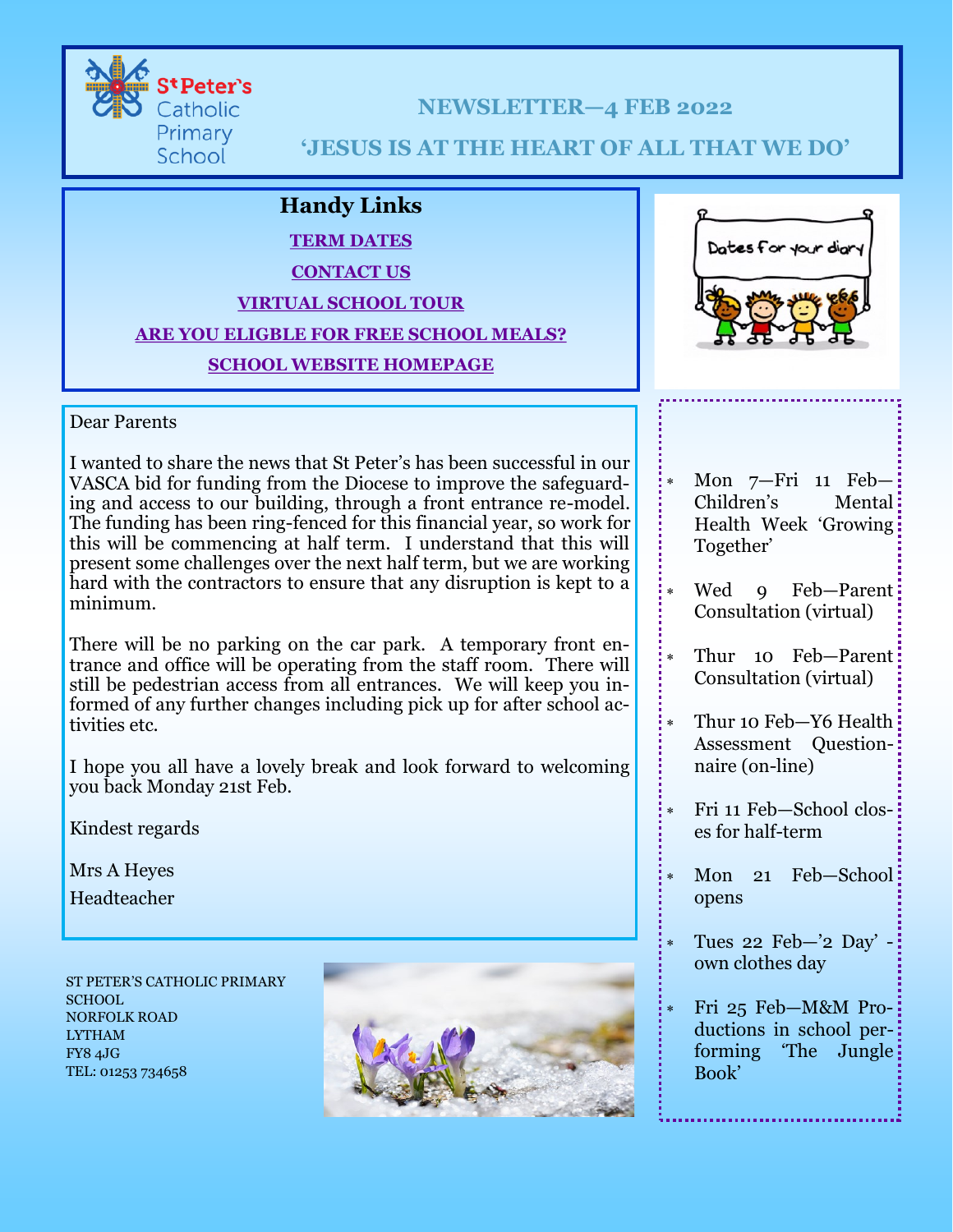St Peter's Catholic Primary School

# NEWSLETTER—4 FEB 2022

## 'JESUS IS AT THE HEART OF ALL THAT WE DO'

## Handy Links

**TERM DATES**

**CONTACT US**

**VIRTUAL SCHOOL TOUR**

**ARE YOU ELIGBLE FOR FREE SCHOOL MEALS?**

**SCHOOL WEBSITE HOMEPAGE**

Dear Parents

I wanted to share the news that St Peter's has been successful in our VASCA bid for funding from the Diocese to improve the safeguarding and access to our building, through a front entrance re-model. The funding has been ring-fenced for this financial year, so work for this will be commencing at half term. I understand that this will present some challenges over the next half term, but we are working hard with the contractors to ensure that any disruption is kept to a minimum.

There will be no parking on the car park. A temporary front entrance and office will be operating from the staff room. There will still be pedestrian access from all entrances. We will keep you informed of any further changes including pick up for after school activities etc.

I hope you all have a lovely break and look forward to welcoming you back Monday 21st Feb.

Kindest regards

Mrs A Heyes

Headteacher

## Dates for your diary

- Mon 7—Fri 11 Feb—Children's Mental Health Week 'Growing Together'
- Wed 9 Feb—Parent Consultation (virtual)
- Thur 10 Feb—Parent Consultation (virtual)
- Thur 10 Feb—Y6 Health Assessment Questionnaire (on-line)
- Fri 11 Feb—School closes for half-term
- Mon 21 Feb—School opens
- Tues 22 Feb—'2 Day' - own clothes day
- Fri 25 Feb—M&M Productions in school performing 'The Jungle Book'

ST PETER'S CATHOLIC PRIMARY SCHOOL
NORFOLK ROAD
LYTHAM
FY8 4JG
TEL: 01253 734658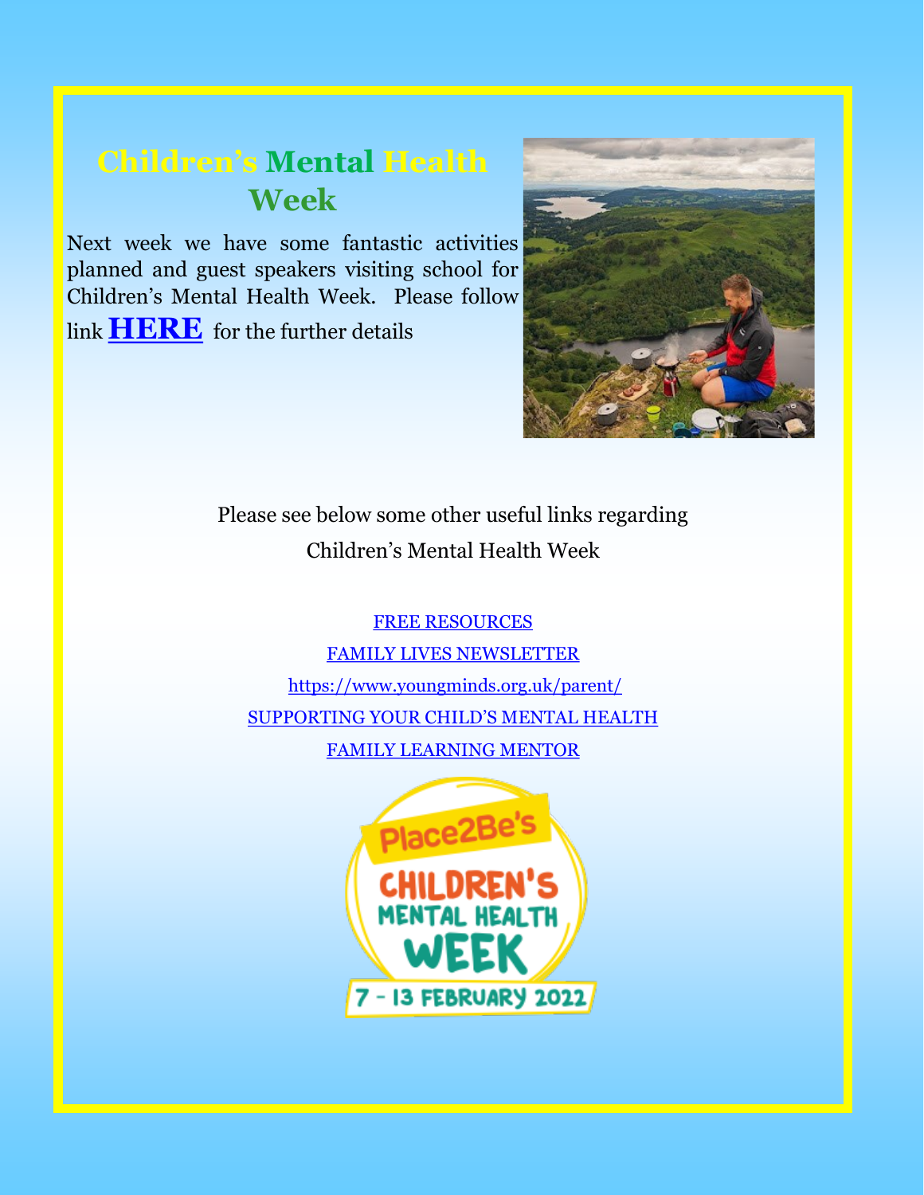# Children's Mental Health Week

Next week we have some fantastic activities planned and guest speakers visiting school for Children's Mental Health Week. Please follow link **HERE** for the further details

Please see below some other useful links regarding Children's Mental Health Week

FREE RESOURCES

FAMILY LIVES NEWSLETTER

https://www.youngminds.org.uk/parent/

SUPPORTING YOUR CHILD'S MENTAL HEALTH

FAMILY LEARNING MENTOR

Place2Be's CHILDREN'S MENTAL HEALTH WEEK 7 - 13 FEBRUARY 2022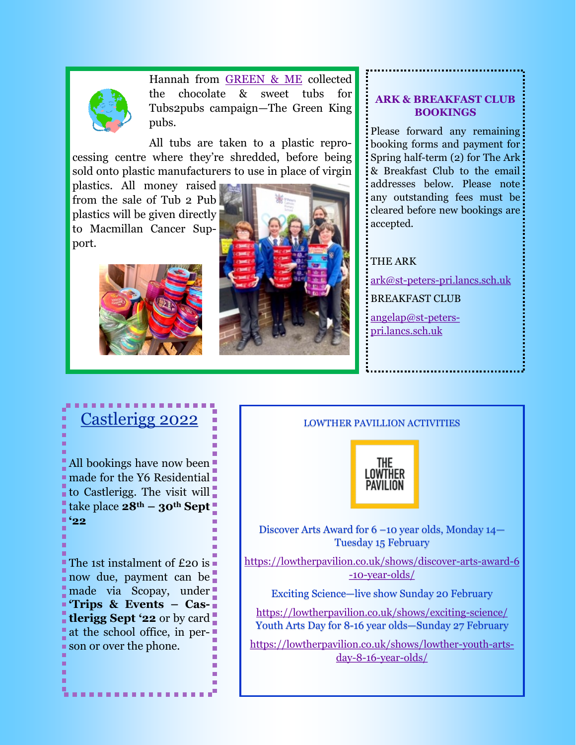Hannah from GREEN & ME collected the chocolate & sweet tubs for Tubs2pubs campaign—The Green King pubs.

All tubs are taken to a plastic reprocessing centre where they're shredded, before being sold onto plastic manufacturers to use in place of virgin plastics. All money raised from the sale of Tub 2 Pub plastics will be given directly to Macmillan Cancer Support.

### ARK & BREAKFAST CLUB BOOKINGS

Please forward any remaining booking forms and payment for Spring half-term (2) for The Ark & Breakfast Club to the email addresses below. Please note any outstanding fees must be cleared before new bookings are accepted.

THE ARK

ark@st-peters-pri.lancs.sch.uk

BREAKFAST CLUB

angelap@st-peters-pri.lancs.sch.uk

## Castlerigg 2022

All bookings have now been made for the Y6 Residential to Castlerigg. The visit will take place **28th – 30th Sept '22**

The 1st instalment of £20 is now due, payment can be made via Scopay, under **'Trips & Events – Castlerigg Sept '22** or by card at the school office, in person or over the phone.

### LOWTHER PAVILLION ACTIVITIES

THE LOWTHER PAVILION

Discover Arts Award for 6 –10 year olds, Monday 14—Tuesday 15 February

https://lowtherpavilion.co.uk/shows/discover-arts-award-6-10-year-olds/

Exciting Science—live show Sunday 20 February

https://lowtherpavilion.co.uk/shows/exciting-science/

Youth Arts Day for 8-16 year olds—Sunday 27 February

https://lowtherpavilion.co.uk/shows/lowther-youth-arts-day-8-16-year-olds/